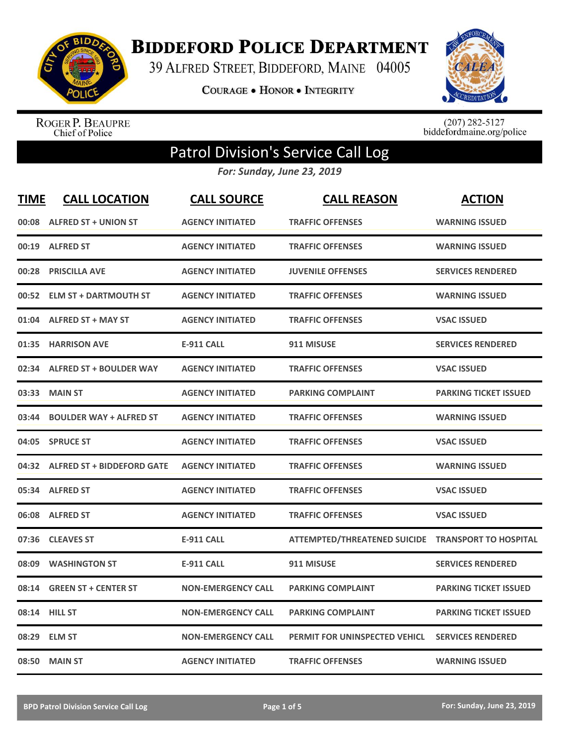# Biddeford Police Department

39 Alfred Street, Biddeford, Maine 04005

**Courage • Honor • Integrity**

Roger P. Beaupre
Chief of Police

(207) 282-5127
biddefordmaine.org/police

## Patrol Division's Service Call Log

*For: Sunday, June 23, 2019*

| TIME | CALL LOCATION | CALL SOURCE | CALL REASON | ACTION |
|---|---|---|---|---|
| 00:08 | ALFRED ST + UNION ST | AGENCY INITIATED | TRAFFIC OFFENSES | WARNING ISSUED |
| 00:19 | ALFRED ST | AGENCY INITIATED | TRAFFIC OFFENSES | WARNING ISSUED |
| 00:28 | PRISCILLA AVE | AGENCY INITIATED | JUVENILE OFFENSES | SERVICES RENDERED |
| 00:52 | ELM ST + DARTMOUTH ST | AGENCY INITIATED | TRAFFIC OFFENSES | WARNING ISSUED |
| 01:04 | ALFRED ST + MAY ST | AGENCY INITIATED | TRAFFIC OFFENSES | VSAC ISSUED |
| 01:35 | HARRISON AVE | E-911 CALL | 911 MISUSE | SERVICES RENDERED |
| 02:34 | ALFRED ST + BOULDER WAY | AGENCY INITIATED | TRAFFIC OFFENSES | VSAC ISSUED |
| 03:33 | MAIN ST | AGENCY INITIATED | PARKING COMPLAINT | PARKING TICKET ISSUED |
| 03:44 | BOULDER WAY + ALFRED ST | AGENCY INITIATED | TRAFFIC OFFENSES | WARNING ISSUED |
| 04:05 | SPRUCE ST | AGENCY INITIATED | TRAFFIC OFFENSES | VSAC ISSUED |
| 04:32 | ALFRED ST + BIDDEFORD GATE | AGENCY INITIATED | TRAFFIC OFFENSES | WARNING ISSUED |
| 05:34 | ALFRED ST | AGENCY INITIATED | TRAFFIC OFFENSES | VSAC ISSUED |
| 06:08 | ALFRED ST | AGENCY INITIATED | TRAFFIC OFFENSES | VSAC ISSUED |
| 07:36 | CLEAVES ST | E-911 CALL | ATTEMPTED/THREATENED SUICIDE | TRANSPORT TO HOSPITAL |
| 08:09 | WASHINGTON ST | E-911 CALL | 911 MISUSE | SERVICES RENDERED |
| 08:14 | GREEN ST + CENTER ST | NON-EMERGENCY CALL | PARKING COMPLAINT | PARKING TICKET ISSUED |
| 08:14 | HILL ST | NON-EMERGENCY CALL | PARKING COMPLAINT | PARKING TICKET ISSUED |
| 08:29 | ELM ST | NON-EMERGENCY CALL | PERMIT FOR UNINSPECTED VEHICL | SERVICES RENDERED |
| 08:50 | MAIN ST | AGENCY INITIATED | TRAFFIC OFFENSES | WARNING ISSUED |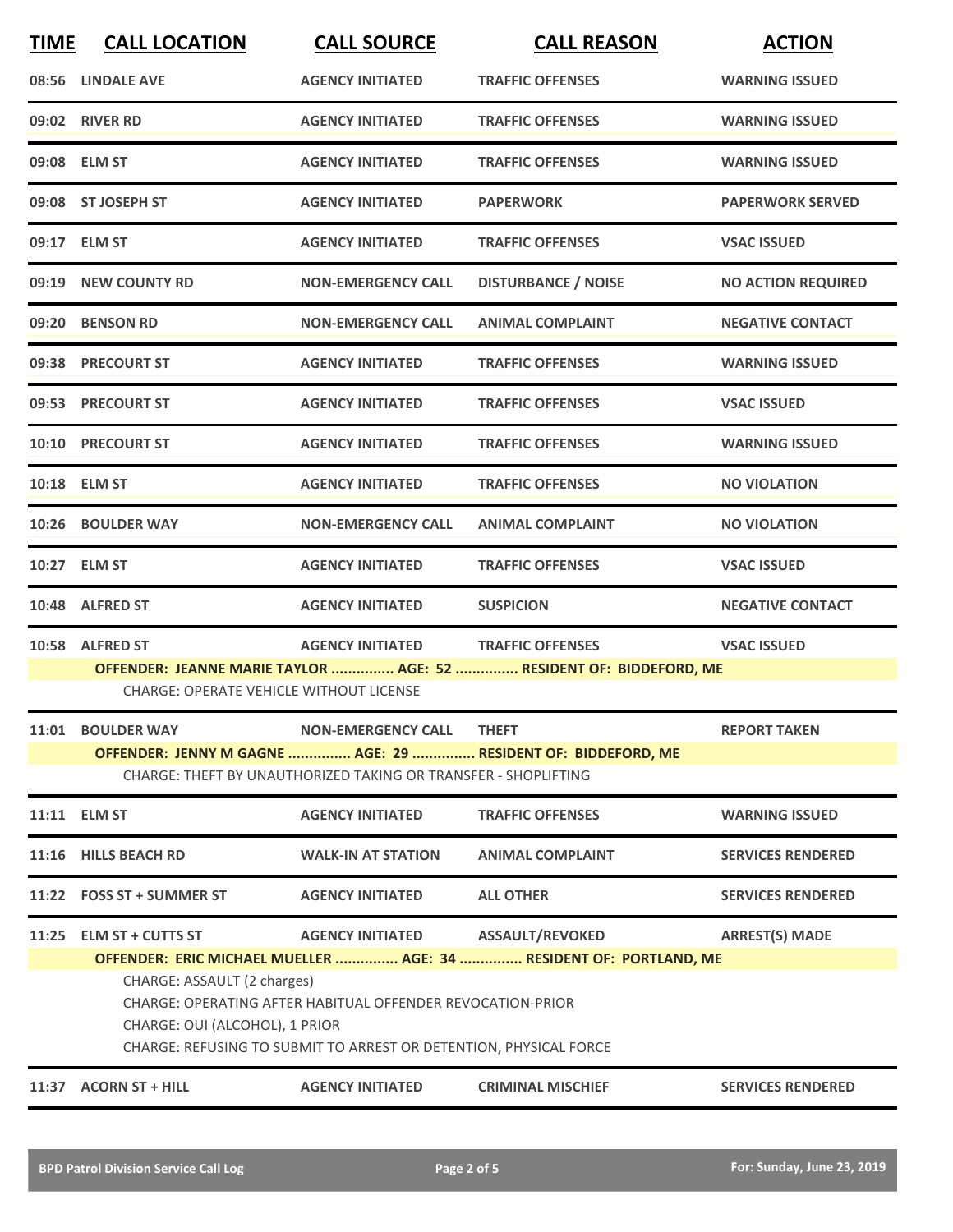| TIME | CALL LOCATION | CALL SOURCE | CALL REASON | ACTION |
|---|---|---|---|---|
| 08:56 | LINDALE AVE | AGENCY INITIATED | TRAFFIC OFFENSES | WARNING ISSUED |
| 09:02 | RIVER RD | AGENCY INITIATED | TRAFFIC OFFENSES | WARNING ISSUED |
| 09:08 | ELM ST | AGENCY INITIATED | TRAFFIC OFFENSES | WARNING ISSUED |
| 09:08 | ST JOSEPH ST | AGENCY INITIATED | PAPERWORK | PAPERWORK SERVED |
| 09:17 | ELM ST | AGENCY INITIATED | TRAFFIC OFFENSES | VSAC ISSUED |
| 09:19 | NEW COUNTY RD | NON-EMERGENCY CALL | DISTURBANCE / NOISE | NO ACTION REQUIRED |
| 09:20 | BENSON RD | NON-EMERGENCY CALL | ANIMAL COMPLAINT | NEGATIVE CONTACT |
| 09:38 | PRECOURT ST | AGENCY INITIATED | TRAFFIC OFFENSES | WARNING ISSUED |
| 09:53 | PRECOURT ST | AGENCY INITIATED | TRAFFIC OFFENSES | VSAC ISSUED |
| 10:10 | PRECOURT ST | AGENCY INITIATED | TRAFFIC OFFENSES | WARNING ISSUED |
| 10:18 | ELM ST | AGENCY INITIATED | TRAFFIC OFFENSES | NO VIOLATION |
| 10:26 | BOULDER WAY | NON-EMERGENCY CALL | ANIMAL COMPLAINT | NO VIOLATION |
| 10:27 | ELM ST | AGENCY INITIATED | TRAFFIC OFFENSES | VSAC ISSUED |
| 10:48 | ALFRED ST | AGENCY INITIATED | SUSPICION | NEGATIVE CONTACT |
| 10:58 | ALFRED ST | AGENCY INITIATED | TRAFFIC OFFENSES | VSAC ISSUED |
| | **OFFENDER: JEANNE MARIE TAYLOR ............... AGE: 52 ............... RESIDENT OF: BIDDEFORD, ME** | | | |
| | CHARGE: OPERATE VEHICLE WITHOUT LICENSE | | | |
| 11:01 | BOULDER WAY | NON-EMERGENCY CALL | THEFT | REPORT TAKEN |
| | **OFFENDER: JENNY M GAGNE ............... AGE: 29 ............... RESIDENT OF: BIDDEFORD, ME** | | | |
| | CHARGE: THEFT BY UNAUTHORIZED TAKING OR TRANSFER - SHOPLIFTING | | | |
| 11:11 | ELM ST | AGENCY INITIATED | TRAFFIC OFFENSES | WARNING ISSUED |
| 11:16 | HILLS BEACH RD | WALK-IN AT STATION | ANIMAL COMPLAINT | SERVICES RENDERED |
| 11:22 | FOSS ST + SUMMER ST | AGENCY INITIATED | ALL OTHER | SERVICES RENDERED |
| 11:25 | ELM ST + CUTTS ST | AGENCY INITIATED | ASSAULT/REVOKED | ARREST(S) MADE |
| | **OFFENDER: ERIC MICHAEL MUELLER ............... AGE: 34 ............... RESIDENT OF: PORTLAND, ME** | | | |
| | CHARGE: ASSAULT (2 charges) | | | |
| | CHARGE: OPERATING AFTER HABITUAL OFFENDER REVOCATION-PRIOR | | | |
| | CHARGE: OUI (ALCOHOL), 1 PRIOR | | | |
| | CHARGE: REFUSING TO SUBMIT TO ARREST OR DETENTION, PHYSICAL FORCE | | | |
| 11:37 | ACORN ST + HILL | AGENCY INITIATED | CRIMINAL MISCHIEF | SERVICES RENDERED |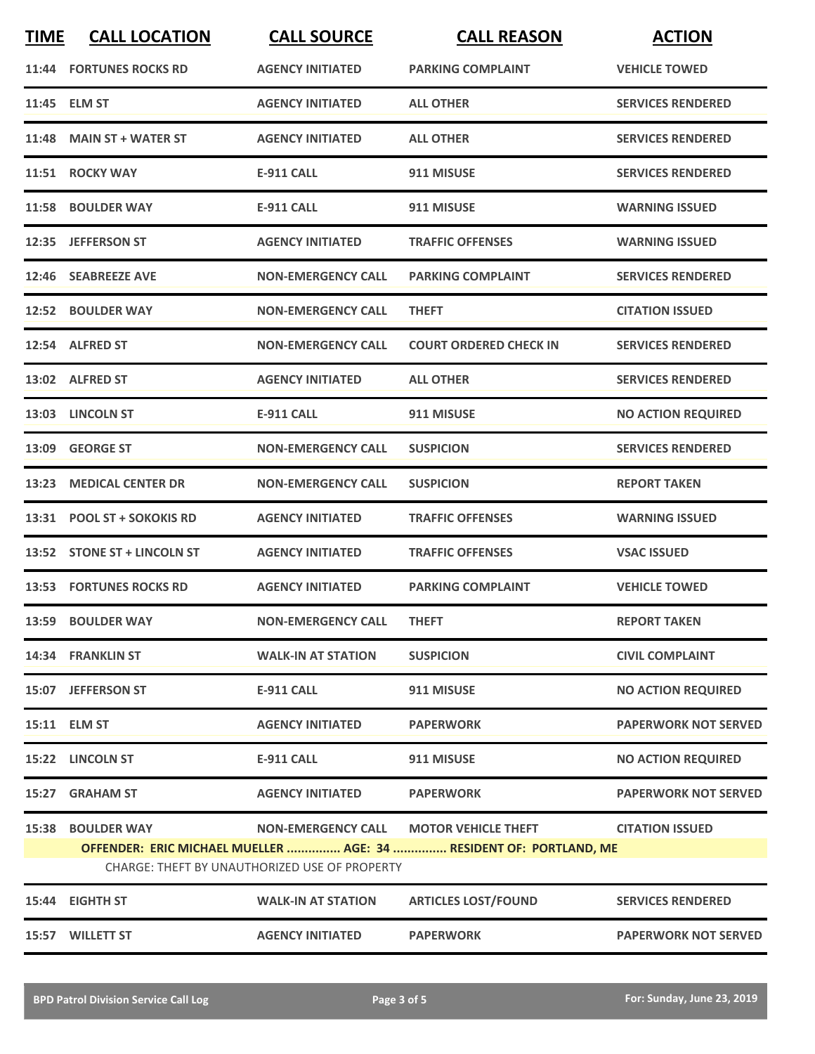| TIME | CALL LOCATION | CALL SOURCE | CALL REASON | ACTION |
|---|---|---|---|---|
| 11:44 | FORTUNES ROCKS RD | AGENCY INITIATED | PARKING COMPLAINT | VEHICLE TOWED |
| 11:45 | ELM ST | AGENCY INITIATED | ALL OTHER | SERVICES RENDERED |
| 11:48 | MAIN ST + WATER ST | AGENCY INITIATED | ALL OTHER | SERVICES RENDERED |
| 11:51 | ROCKY WAY | E-911 CALL | 911 MISUSE | SERVICES RENDERED |
| 11:58 | BOULDER WAY | E-911 CALL | 911 MISUSE | WARNING ISSUED |
| 12:35 | JEFFERSON ST | AGENCY INITIATED | TRAFFIC OFFENSES | WARNING ISSUED |
| 12:46 | SEABREEZE AVE | NON-EMERGENCY CALL | PARKING COMPLAINT | SERVICES RENDERED |
| 12:52 | BOULDER WAY | NON-EMERGENCY CALL | THEFT | CITATION ISSUED |
| 12:54 | ALFRED ST | NON-EMERGENCY CALL | COURT ORDERED CHECK IN | SERVICES RENDERED |
| 13:02 | ALFRED ST | AGENCY INITIATED | ALL OTHER | SERVICES RENDERED |
| 13:03 | LINCOLN ST | E-911 CALL | 911 MISUSE | NO ACTION REQUIRED |
| 13:09 | GEORGE ST | NON-EMERGENCY CALL | SUSPICION | SERVICES RENDERED |
| 13:23 | MEDICAL CENTER DR | NON-EMERGENCY CALL | SUSPICION | REPORT TAKEN |
| 13:31 | POOL ST + SOKOKIS RD | AGENCY INITIATED | TRAFFIC OFFENSES | WARNING ISSUED |
| 13:52 | STONE ST + LINCOLN ST | AGENCY INITIATED | TRAFFIC OFFENSES | VSAC ISSUED |
| 13:53 | FORTUNES ROCKS RD | AGENCY INITIATED | PARKING COMPLAINT | VEHICLE TOWED |
| 13:59 | BOULDER WAY | NON-EMERGENCY CALL | THEFT | REPORT TAKEN |
| 14:34 | FRANKLIN ST | WALK-IN AT STATION | SUSPICION | CIVIL COMPLAINT |
| 15:07 | JEFFERSON ST | E-911 CALL | 911 MISUSE | NO ACTION REQUIRED |
| 15:11 | ELM ST | AGENCY INITIATED | PAPERWORK | PAPERWORK NOT SERVED |
| 15:22 | LINCOLN ST | E-911 CALL | 911 MISUSE | NO ACTION REQUIRED |
| 15:27 | GRAHAM ST | AGENCY INITIATED | PAPERWORK | PAPERWORK NOT SERVED |
| 15:38 | BOULDER WAY | NON-EMERGENCY CALL | MOTOR VEHICLE THEFT | CITATION ISSUED |
| | OFFENDER: ERIC MICHAEL MUELLER ............... AGE: 34 ............... RESIDENT OF: PORTLAND, ME | | | |
| | CHARGE: THEFT BY UNAUTHORIZED USE OF PROPERTY | | | |
| 15:44 | EIGHTH ST | WALK-IN AT STATION | ARTICLES LOST/FOUND | SERVICES RENDERED |
| 15:57 | WILLETT ST | AGENCY INITIATED | PAPERWORK | PAPERWORK NOT SERVED |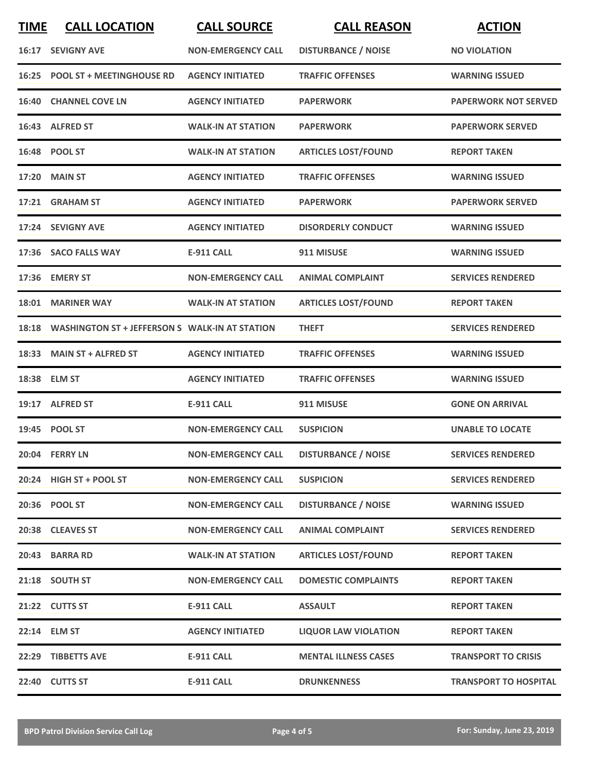| TIME | CALL LOCATION | CALL SOURCE | CALL REASON | ACTION |
|---|---|---|---|---|
| 16:17 | SEVIGNY AVE | NON-EMERGENCY CALL | DISTURBANCE / NOISE | NO VIOLATION |
| 16:25 | POOL ST + MEETINGHOUSE RD | AGENCY INITIATED | TRAFFIC OFFENSES | WARNING ISSUED |
| 16:40 | CHANNEL COVE LN | AGENCY INITIATED | PAPERWORK | PAPERWORK NOT SERVED |
| 16:43 | ALFRED ST | WALK-IN AT STATION | PAPERWORK | PAPERWORK SERVED |
| 16:48 | POOL ST | WALK-IN AT STATION | ARTICLES LOST/FOUND | REPORT TAKEN |
| 17:20 | MAIN ST | AGENCY INITIATED | TRAFFIC OFFENSES | WARNING ISSUED |
| 17:21 | GRAHAM ST | AGENCY INITIATED | PAPERWORK | PAPERWORK SERVED |
| 17:24 | SEVIGNY AVE | AGENCY INITIATED | DISORDERLY CONDUCT | WARNING ISSUED |
| 17:36 | SACO FALLS WAY | E-911 CALL | 911 MISUSE | WARNING ISSUED |
| 17:36 | EMERY ST | NON-EMERGENCY CALL | ANIMAL COMPLAINT | SERVICES RENDERED |
| 18:01 | MARINER WAY | WALK-IN AT STATION | ARTICLES LOST/FOUND | REPORT TAKEN |
| 18:18 | WASHINGTON ST + JEFFERSON S | WALK-IN AT STATION | THEFT | SERVICES RENDERED |
| 18:33 | MAIN ST + ALFRED ST | AGENCY INITIATED | TRAFFIC OFFENSES | WARNING ISSUED |
| 18:38 | ELM ST | AGENCY INITIATED | TRAFFIC OFFENSES | WARNING ISSUED |
| 19:17 | ALFRED ST | E-911 CALL | 911 MISUSE | GONE ON ARRIVAL |
| 19:45 | POOL ST | NON-EMERGENCY CALL | SUSPICION | UNABLE TO LOCATE |
| 20:04 | FERRY LN | NON-EMERGENCY CALL | DISTURBANCE / NOISE | SERVICES RENDERED |
| 20:24 | HIGH ST + POOL ST | NON-EMERGENCY CALL | SUSPICION | SERVICES RENDERED |
| 20:36 | POOL ST | NON-EMERGENCY CALL | DISTURBANCE / NOISE | WARNING ISSUED |
| 20:38 | CLEAVES ST | NON-EMERGENCY CALL | ANIMAL COMPLAINT | SERVICES RENDERED |
| 20:43 | BARRA RD | WALK-IN AT STATION | ARTICLES LOST/FOUND | REPORT TAKEN |
| 21:18 | SOUTH ST | NON-EMERGENCY CALL | DOMESTIC COMPLAINTS | REPORT TAKEN |
| 21:22 | CUTTS ST | E-911 CALL | ASSAULT | REPORT TAKEN |
| 22:14 | ELM ST | AGENCY INITIATED | LIQUOR LAW VIOLATION | REPORT TAKEN |
| 22:29 | TIBBETTS AVE | E-911 CALL | MENTAL ILLNESS CASES | TRANSPORT TO CRISIS |
| 22:40 | CUTTS ST | E-911 CALL | DRUNKENNESS | TRANSPORT TO HOSPITAL |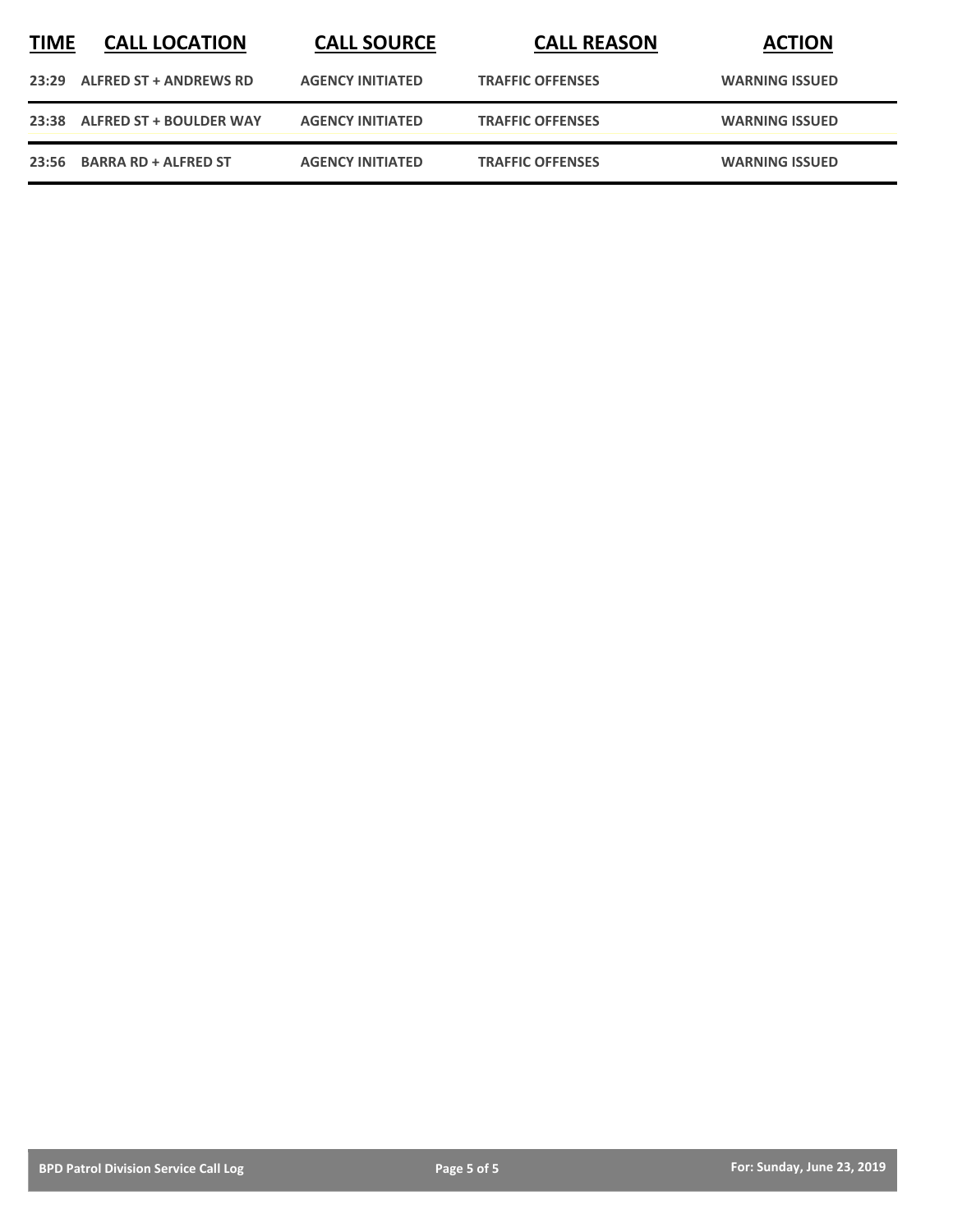| TIME | CALL LOCATION | CALL SOURCE | CALL REASON | ACTION |
| --- | --- | --- | --- | --- |
| 23:29 | ALFRED ST + ANDREWS RD | AGENCY INITIATED | TRAFFIC OFFENSES | WARNING ISSUED |
| 23:38 | ALFRED ST + BOULDER WAY | AGENCY INITIATED | TRAFFIC OFFENSES | WARNING ISSUED |
| 23:56 | BARRA RD + ALFRED ST | AGENCY INITIATED | TRAFFIC OFFENSES | WARNING ISSUED |